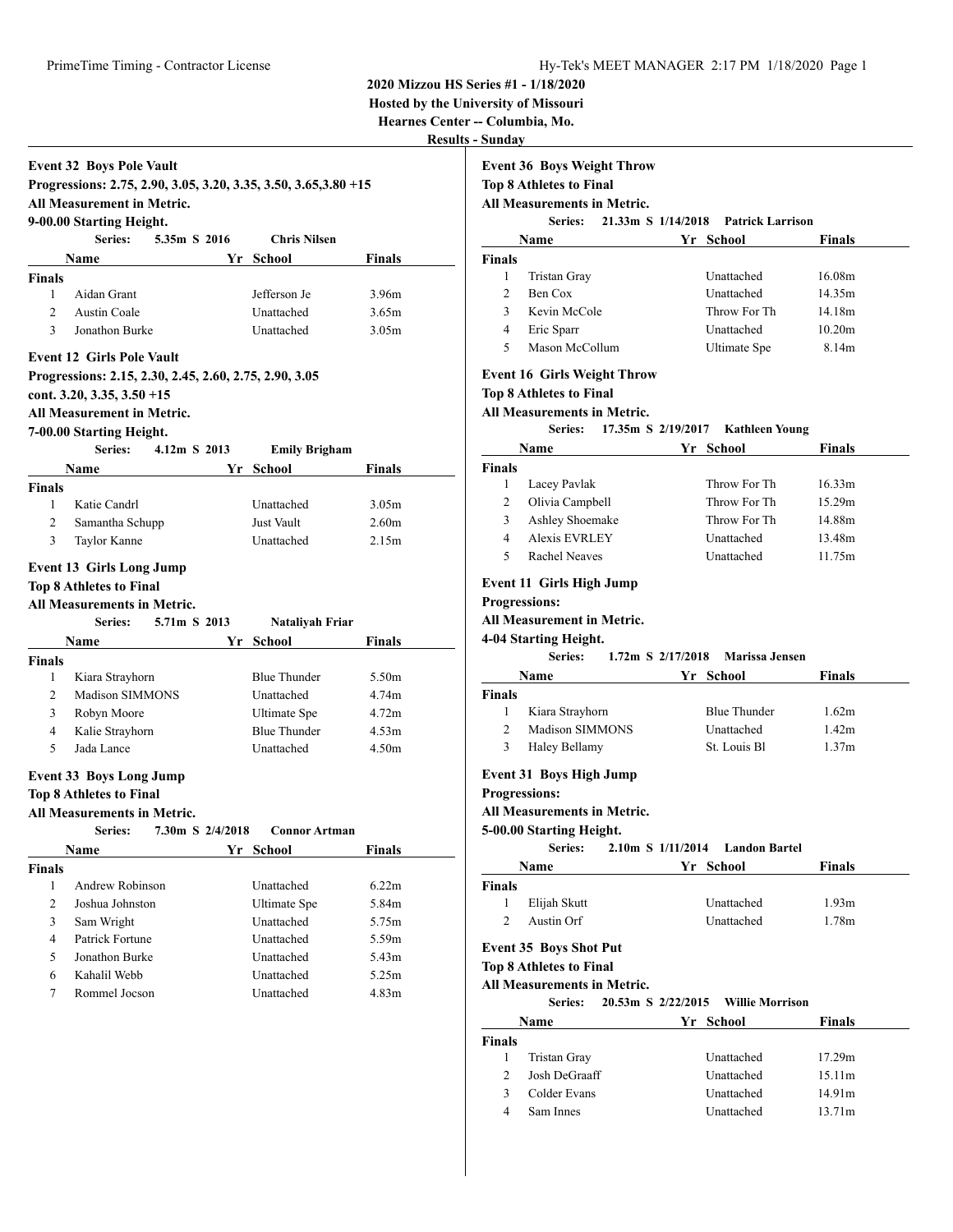# 2020 Mizzou HS Series #1 - 1/18/2020

**Hosted by the University of Missouri**

**Hearnes Center -- Columbia, Mo.**

**Results - Sunday**

## Event 32 Boys Pole Vault

**Progressions: 2.75, 2.90, 3.05, 3.20, 3.35, 3.50, 3.65,3.80 +15**

**All Measurement in Metric.**

**9-00.00 Starting Height.**

**Series: 5.35m S 2016 Chris Nilsen**

| | Name | Yr | School | Finals |
|---|---|---|---|---|
| **Finals** | | | | |
| 1 | Aidan Grant | | Jefferson Je | 3.96m |
| 2 | Austin Coale | | Unattached | 3.65m |
| 3 | Jonathon Burke | | Unattached | 3.05m |

## Event 12 Girls Pole Vault

**Progressions: 2.15, 2.30, 2.45, 2.60, 2.75, 2.90, 3.05**

**cont. 3.20, 3.35, 3.50 +15**

**All Measurement in Metric.**

**7-00.00 Starting Height.**

**Series: 4.12m S 2013 Emily Brigham**

| | Name | Yr | School | Finals |
|---|---|---|---|---|
| **Finals** | | | | |
| 1 | Katie Candrl | | Unattached | 3.05m |
| 2 | Samantha Schupp | | Just Vault | 2.60m |
| 3 | Taylor Kanne | | Unattached | 2.15m |

## Event 13 Girls Long Jump

**Top 8 Athletes to Final**

**All Measurements in Metric.**

**Series: 5.71m S 2013 Nataliyah Friar**

| | Name | Yr | School | Finals |
|---|---|---|---|---|
| **Finals** | | | | |
| 1 | Kiara Strayhorn | | Blue Thunder | 5.50m |
| 2 | Madison SIMMONS | | Unattached | 4.74m |
| 3 | Robyn Moore | | Ultimate Spe | 4.72m |
| 4 | Kalie Strayhorn | | Blue Thunder | 4.53m |
| 5 | Jada Lance | | Unattached | 4.50m |

## Event 33 Boys Long Jump

**Top 8 Athletes to Final**

**All Measurements in Metric.**

**Series: 7.30m S 2/4/2018 Connor Artman**

| | Name | Yr | School | Finals |
|---|---|---|---|---|
| **Finals** | | | | |
| 1 | Andrew Robinson | | Unattached | 6.22m |
| 2 | Joshua Johnston | | Ultimate Spe | 5.84m |
| 3 | Sam Wright | | Unattached | 5.75m |
| 4 | Patrick Fortune | | Unattached | 5.59m |
| 5 | Jonathon Burke | | Unattached | 5.43m |
| 6 | Kahalil Webb | | Unattached | 5.25m |
| 7 | Rommel Jocson | | Unattached | 4.83m |

## Event 36 Boys Weight Throw

**Top 8 Athletes to Final**

**All Measurements in Metric.**

**Series: 21.33m S 1/14/2018 Patrick Larrison**

| | Name | Yr | School | Finals |
|---|---|---|---|---|
| **Finals** | | | | |
| 1 | Tristan Gray | | Unattached | 16.08m |
| 2 | Ben Cox | | Unattached | 14.35m |
| 3 | Kevin McCole | | Throw For Th | 14.18m |
| 4 | Eric Sparr | | Unattached | 10.20m |
| 5 | Mason McCollum | | Ultimate Spe | 8.14m |

## Event 16 Girls Weight Throw

**Top 8 Athletes to Final**

**All Measurements in Metric.**

**Series: 17.35m S 2/19/2017 Kathleen Young**

| | Name | Yr | School | Finals |
|---|---|---|---|---|
| **Finals** | | | | |
| 1 | Lacey Pavlak | | Throw For Th | 16.33m |
| 2 | Olivia Campbell | | Throw For Th | 15.29m |
| 3 | Ashley Shoemake | | Throw For Th | 14.88m |
| 4 | Alexis EVRLEY | | Unattached | 13.48m |
| 5 | Rachel Neaves | | Unattached | 11.75m |

## Event 11 Girls High Jump

**Progressions:**

**All Measurement in Metric.**

**4-04 Starting Height.**

**Series: 1.72m S 2/17/2018 Marissa Jensen**

| | Name | Yr | School | Finals |
|---|---|---|---|---|
| **Finals** | | | | |
| 1 | Kiara Strayhorn | | Blue Thunder | 1.62m |
| 2 | Madison SIMMONS | | Unattached | 1.42m |
| 3 | Haley Bellamy | | St. Louis Bl | 1.37m |

## Event 31 Boys High Jump

**Progressions:**

**All Measurements in Metric.**

**5-00.00 Starting Height.**

**Series: 2.10m S 1/11/2014 Landon Bartel**

| | Name | Yr | School | Finals |
|---|---|---|---|---|
| **Finals** | | | | |
| 1 | Elijah Skutt | | Unattached | 1.93m |
| 2 | Austin Orf | | Unattached | 1.78m |

## Event 35 Boys Shot Put

**Top 8 Athletes to Final**

**All Measurements in Metric.**

**Series: 20.53m S 2/22/2015 Willie Morrison**

| | Name | Yr | School | Finals |
|---|---|---|---|---|
| **Finals** | | | | |
| 1 | Tristan Gray | | Unattached | 17.29m |
| 2 | Josh DeGraaff | | Unattached | 15.11m |
| 3 | Colder Evans | | Unattached | 14.91m |
| 4 | Sam Innes | | Unattached | 13.71m |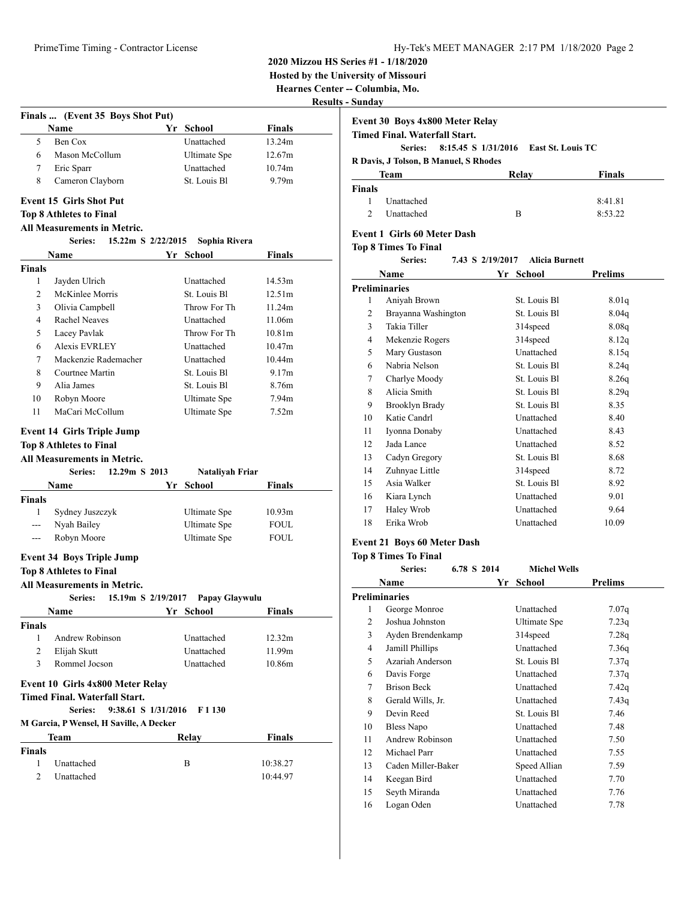**2020 Mizzou HS Series #1 - 1/18/2020**
**Hosted by the University of Missouri**
**Hearnes Center -- Columbia, Mo.**
**Results - Sunday**

### Finals ... (Event 35 Boys Shot Put)

| | Name | Yr | School | Finals |
|---|---|---|---|---|
| 5 | Ben Cox | | Unattached | 13.24m |
| 6 | Mason McCollum | | Ultimate Spe | 12.67m |
| 7 | Eric Sparr | | Unattached | 10.74m |
| 8 | Cameron Clayborn | | St. Louis Bl | 9.79m |

### Event 15 Girls Shot Put

**Top 8 Athletes to Final**
**All Measurements in Metric.**
Series: 15.22m S 2/22/2015 Sophia Rivera

| | Name | Yr | School | Finals |
|---|---|---|---|---|
| **Finals** | | | | |
| 1 | Jayden Ulrich | | Unattached | 14.53m |
| 2 | McKinlee Morris | | St. Louis Bl | 12.51m |
| 3 | Olivia Campbell | | Throw For Th | 11.24m |
| 4 | Rachel Neaves | | Unattached | 11.06m |
| 5 | Lacey Pavlak | | Throw For Th | 10.81m |
| 6 | Alexis EVRLEY | | Unattached | 10.47m |
| 7 | Mackenzie Rademacher | | Unattached | 10.44m |
| 8 | Courtnee Martin | | St. Louis Bl | 9.17m |
| 9 | Alia James | | St. Louis Bl | 8.76m |
| 10 | Robyn Moore | | Ultimate Spe | 7.94m |
| 11 | MaCari McCollum | | Ultimate Spe | 7.52m |

### Event 14 Girls Triple Jump

**Top 8 Athletes to Final**
**All Measurements in Metric.**
Series: 12.29m S 2013 Nataliyah Friar

| | Name | Yr | School | Finals |
|---|---|---|---|---|
| **Finals** | | | | |
| 1 | Sydney Juszczyk | | Ultimate Spe | 10.93m |
| --- | Nyah Bailey | | Ultimate Spe | FOUL |
| --- | Robyn Moore | | Ultimate Spe | FOUL |

### Event 34 Boys Triple Jump

**Top 8 Athletes to Final**
**All Measurements in Metric.**
Series: 15.19m S 2/19/2017 Papay Glaywulu

| | Name | Yr | School | Finals |
|---|---|---|---|---|
| **Finals** | | | | |
| 1 | Andrew Robinson | | Unattached | 12.32m |
| 2 | Elijah Skutt | | Unattached | 11.99m |
| 3 | Rommel Jocson | | Unattached | 10.86m |

### Event 10 Girls 4x800 Meter Relay

**Timed Final. Waterfall Start.**
Series: 9:38.61 S 1/31/2016 F 1 130
M Garcia, P Wensel, H Saville, A Decker

| | Team | Relay | Finals |
|---|---|---|---|
| **Finals** | | | |
| 1 | Unattached | B | 10:38.27 |
| 2 | Unattached | | 10:44.97 |

### Event 30 Boys 4x800 Meter Relay

**Timed Final. Waterfall Start.**
Series: 8:15.45 S 1/31/2016 East St. Louis TC
R Davis, J Tolson, B Manuel, S Rhodes

| | Team | Relay | Finals |
|---|---|---|---|
| **Finals** | | | |
| 1 | Unattached | | 8:41.81 |
| 2 | Unattached | B | 8:53.22 |

### Event 1 Girls 60 Meter Dash

**Top 8 Times To Final**
Series: 7.43 S 2/19/2017 Alicia Burnett

| | Name | Yr | School | Prelims |
|---|---|---|---|---|
| **Preliminaries** | | | | |
| 1 | Aniyah Brown | | St. Louis Bl | 8.01q |
| 2 | Brayanna Washington | | St. Louis Bl | 8.04q |
| 3 | Takia Tiller | | 314speed | 8.08q |
| 4 | Mekenzie Rogers | | 314speed | 8.12q |
| 5 | Mary Gustason | | Unattached | 8.15q |
| 6 | Nabria Nelson | | St. Louis Bl | 8.24q |
| 7 | Charlye Moody | | St. Louis Bl | 8.26q |
| 8 | Alicia Smith | | St. Louis Bl | 8.29q |
| 9 | Brooklyn Brady | | St. Louis Bl | 8.35 |
| 10 | Katie Candrl | | Unattached | 8.40 |
| 11 | Iyonna Donaby | | Unattached | 8.43 |
| 12 | Jada Lance | | Unattached | 8.52 |
| 13 | Cadyn Gregory | | St. Louis Bl | 8.68 |
| 14 | Zuhnyae Little | | 314speed | 8.72 |
| 15 | Asia Walker | | St. Louis Bl | 8.92 |
| 16 | Kiara Lynch | | Unattached | 9.01 |
| 17 | Haley Wrob | | Unattached | 9.64 |
| 18 | Erika Wrob | | Unattached | 10.09 |

### Event 21 Boys 60 Meter Dash

**Top 8 Times To Final**
Series: 6.78 S 2014 Michel Wells

| | Name | Yr | School | Prelims |
|---|---|---|---|---|
| **Preliminaries** | | | | |
| 1 | George Monroe | | Unattached | 7.07q |
| 2 | Joshua Johnston | | Ultimate Spe | 7.23q |
| 3 | Ayden Brendenkamp | | 314speed | 7.28q |
| 4 | Jamill Phillips | | Unattached | 7.36q |
| 5 | Azariah Anderson | | St. Louis Bl | 7.37q |
| 6 | Davis Forge | | Unattached | 7.37q |
| 7 | Brison Beck | | Unattached | 7.42q |
| 8 | Gerald Wills, Jr. | | Unattached | 7.43q |
| 9 | Devin Reed | | St. Louis Bl | 7.46 |
| 10 | Bless Napo | | Unattached | 7.48 |
| 11 | Andrew Robinson | | Unattached | 7.50 |
| 12 | Michael Parr | | Unattached | 7.55 |
| 13 | Caden Miller-Baker | | Speed Allian | 7.59 |
| 14 | Keegan Bird | | Unattached | 7.70 |
| 15 | Seyth Miranda | | Unattached | 7.76 |
| 16 | Logan Oden | | Unattached | 7.78 |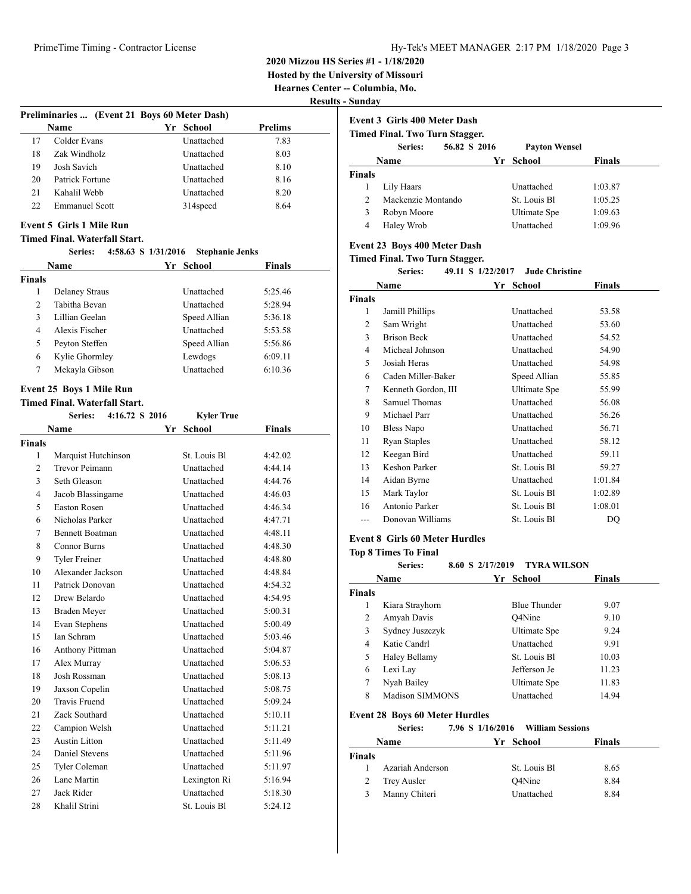**2020 Mizzou HS Series #1 - 1/18/2020**
**Hosted by the University of Missouri**
**Hearnes Center -- Columbia, Mo.**
**Results - Sunday**

### Preliminaries ... (Event 21 Boys 60 Meter Dash)

| | Name | Yr | School | Prelims |
|---|---|---|---|---|
| 17 | Colder Evans | | Unattached | 7.83 |
| 18 | Zak Windholz | | Unattached | 8.03 |
| 19 | Josh Savich | | Unattached | 8.10 |
| 20 | Patrick Fortune | | Unattached | 8.16 |
| 21 | Kahalil Webb | | Unattached | 8.20 |
| 22 | Emmanuel Scott | | 314speed | 8.64 |

### Event 5 Girls 1 Mile Run

**Timed Final. Waterfall Start.**

Series: 4:58.63 S 1/31/2016 Stephanie Jenks

| | Name | Yr | School | Finals |
|---|---|---|---|---|
| **Finals** | | | | |
| 1 | Delaney Straus | | Unattached | 5:25.46 |
| 2 | Tabitha Bevan | | Unattached | 5:28.94 |
| 3 | Lillian Geelan | | Speed Allian | 5:36.18 |
| 4 | Alexis Fischer | | Unattached | 5:53.58 |
| 5 | Peyton Steffen | | Speed Allian | 5:56.86 |
| 6 | Kylie Ghormley | | Lewdogs | 6:09.11 |
| 7 | Mekayla Gibson | | Unattached | 6:10.36 |

### Event 25 Boys 1 Mile Run

**Timed Final. Waterfall Start.**

Series: 4:16.72 S 2016 Kyler True

| | Name | Yr | School | Finals |
|---|---|---|---|---|
| **Finals** | | | | |
| 1 | Marquist Hutchinson | | St. Louis Bl | 4:42.02 |
| 2 | Trevor Peimann | | Unattached | 4:44.14 |
| 3 | Seth Gleason | | Unattached | 4:44.76 |
| 4 | Jacob Blassingame | | Unattached | 4:46.03 |
| 5 | Easton Rosen | | Unattached | 4:46.34 |
| 6 | Nicholas Parker | | Unattached | 4:47.71 |
| 7 | Bennett Boatman | | Unattached | 4:48.11 |
| 8 | Connor Burns | | Unattached | 4:48.30 |
| 9 | Tyler Freiner | | Unattached | 4:48.80 |
| 10 | Alexander Jackson | | Unattached | 4:48.84 |
| 11 | Patrick Donovan | | Unattached | 4:54.32 |
| 12 | Drew Belardo | | Unattached | 4:54.95 |
| 13 | Braden Meyer | | Unattached | 5:00.31 |
| 14 | Evan Stephens | | Unattached | 5:00.49 |
| 15 | Ian Schram | | Unattached | 5:03.46 |
| 16 | Anthony Pittman | | Unattached | 5:04.87 |
| 17 | Alex Murray | | Unattached | 5:06.53 |
| 18 | Josh Rossman | | Unattached | 5:08.13 |
| 19 | Jaxson Copelin | | Unattached | 5:08.75 |
| 20 | Travis Fruend | | Unattached | 5:09.24 |
| 21 | Zack Southard | | Unattached | 5:10.11 |
| 22 | Campion Welsh | | Unattached | 5:11.21 |
| 23 | Austin Litton | | Unattached | 5:11.49 |
| 24 | Daniel Stevens | | Unattached | 5:11.96 |
| 25 | Tyler Coleman | | Unattached | 5:11.97 |
| 26 | Lane Martin | | Lexington Ri | 5:16.94 |
| 27 | Jack Rider | | Unattached | 5:18.30 |
| 28 | Khalil Strini | | St. Louis Bl | 5:24.12 |

### Event 3 Girls 400 Meter Dash

**Timed Final. Two Turn Stagger.**

Series: 56.82 S 2016 Payton Wensel

| | Name | Yr | School | Finals |
|---|---|---|---|---|
| **Finals** | | | | |
| 1 | Lily Haars | | Unattached | 1:03.87 |
| 2 | Mackenzie Montando | | St. Louis Bl | 1:05.25 |
| 3 | Robyn Moore | | Ultimate Spe | 1:09.63 |
| 4 | Haley Wrob | | Unattached | 1:09.96 |

### Event 23 Boys 400 Meter Dash

**Timed Final. Two Turn Stagger.**

Series: 49.11 S 1/22/2017 Jude Christine

| | Name | Yr | School | Finals |
|---|---|---|---|---|
| **Finals** | | | | |
| 1 | Jamill Phillips | | Unattached | 53.58 |
| 2 | Sam Wright | | Unattached | 53.60 |
| 3 | Brison Beck | | Unattached | 54.52 |
| 4 | Micheal Johnson | | Unattached | 54.90 |
| 5 | Josiah Heras | | Unattached | 54.98 |
| 6 | Caden Miller-Baker | | Speed Allian | 55.85 |
| 7 | Kenneth Gordon, III | | Ultimate Spe | 55.99 |
| 8 | Samuel Thomas | | Unattached | 56.08 |
| 9 | Michael Parr | | Unattached | 56.26 |
| 10 | Bless Napo | | Unattached | 56.71 |
| 11 | Ryan Staples | | Unattached | 58.12 |
| 12 | Keegan Bird | | Unattached | 59.11 |
| 13 | Keshon Parker | | St. Louis Bl | 59.27 |
| 14 | Aidan Byrne | | Unattached | 1:01.84 |
| 15 | Mark Taylor | | St. Louis Bl | 1:02.89 |
| 16 | Antonio Parker | | St. Louis Bl | 1:08.01 |
| --- | Donovan Williams | | St. Louis Bl | DQ |

### Event 8 Girls 60 Meter Hurdles

**Top 8 Times To Final**

Series: 8.60 S 2/17/2019 TYRA WILSON

| | Name | Yr | School | Finals |
|---|---|---|---|---|
| **Finals** | | | | |
| 1 | Kiara Strayhorn | | Blue Thunder | 9.07 |
| 2 | Amyah Davis | | Q4Nine | 9.10 |
| 3 | Sydney Juszczyk | | Ultimate Spe | 9.24 |
| 4 | Katie Candrl | | Unattached | 9.91 |
| 5 | Haley Bellamy | | St. Louis Bl | 10.03 |
| 6 | Lexi Lay | | Jefferson Je | 11.23 |
| 7 | Nyah Bailey | | Ultimate Spe | 11.83 |
| 8 | Madison SIMMONS | | Unattached | 14.94 |

### Event 28 Boys 60 Meter Hurdles

Series: 7.96 S 1/16/2016 William Sessions

| | Name | Yr | School | Finals |
|---|---|---|---|---|
| **Finals** | | | | |
| 1 | Azariah Anderson | | St. Louis Bl | 8.65 |
| 2 | Trey Ausler | | Q4Nine | 8.84 |
| 3 | Manny Chiteri | | Unattached | 8.84 |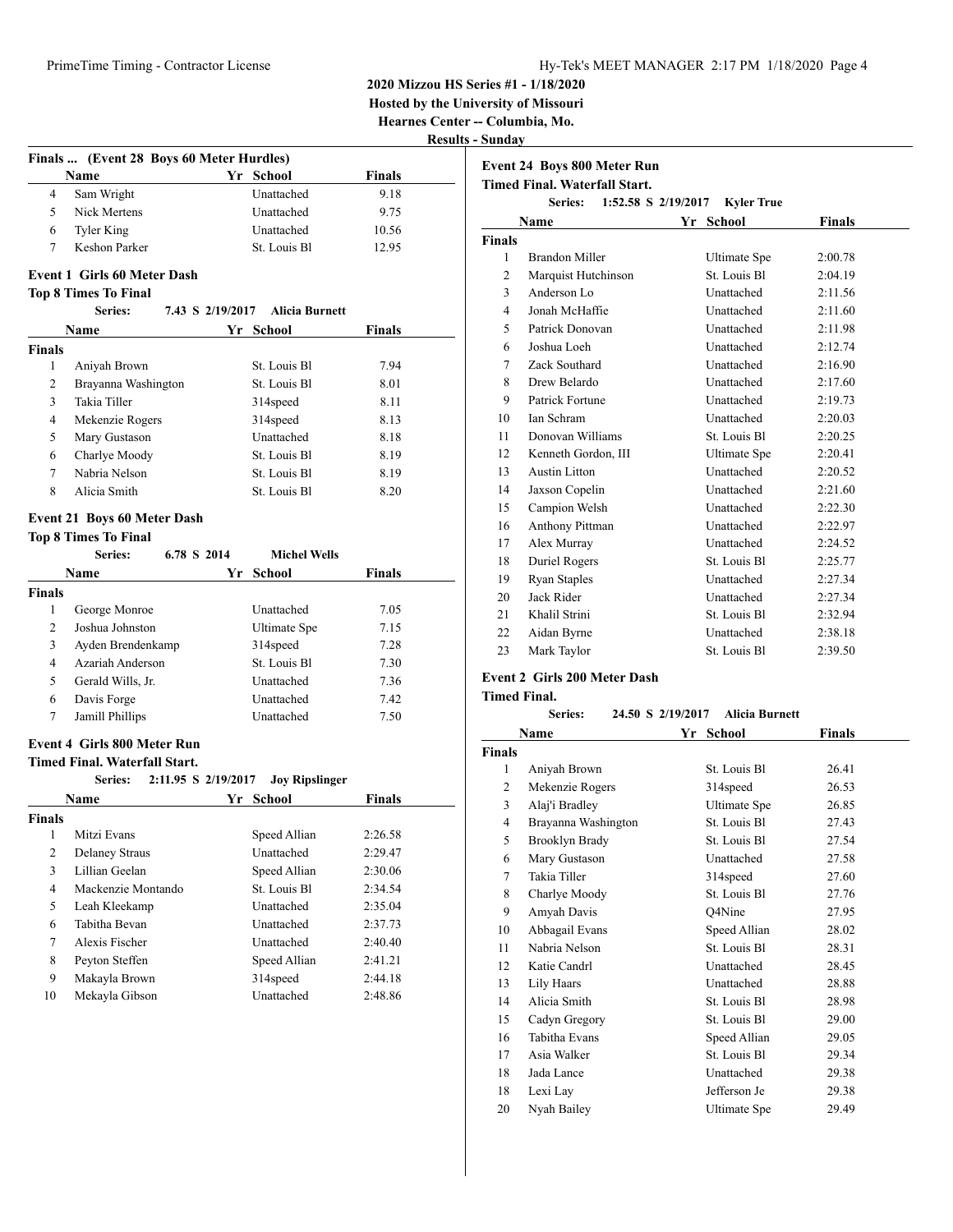**2020 Mizzou HS Series #1 - 1/18/2020**
**Hosted by the University of Missouri**
**Hearnes Center -- Columbia, Mo.**
**Results - Sunday**

### Finals ... (Event 28 Boys 60 Meter Hurdles)

| | Name | Yr | School | Finals |
|---|---|---|---|---|
| 4 | Sam Wright | | Unattached | 9.18 |
| 5 | Nick Mertens | | Unattached | 9.75 |
| 6 | Tyler King | | Unattached | 10.56 |
| 7 | Keshon Parker | | St. Louis Bl | 12.95 |

### Event 1 Girls 60 Meter Dash

**Top 8 Times To Final**

Series: 7.43 S 2/19/2017 Alicia Burnett

| | Name | Yr | School | Finals |
|---|---|---|---|---|
| **Finals** | | | | |
| 1 | Aniyah Brown | | St. Louis Bl | 7.94 |
| 2 | Brayanna Washington | | St. Louis Bl | 8.01 |
| 3 | Takia Tiller | | 314speed | 8.11 |
| 4 | Mekenzie Rogers | | 314speed | 8.13 |
| 5 | Mary Gustason | | Unattached | 8.18 |
| 6 | Charlye Moody | | St. Louis Bl | 8.19 |
| 7 | Nabria Nelson | | St. Louis Bl | 8.19 |
| 8 | Alicia Smith | | St. Louis Bl | 8.20 |

### Event 21 Boys 60 Meter Dash

**Top 8 Times To Final**

Series: 6.78 S 2014 Michel Wells

| | Name | Yr | School | Finals |
|---|---|---|---|---|
| **Finals** | | | | |
| 1 | George Monroe | | Unattached | 7.05 |
| 2 | Joshua Johnston | | Ultimate Spe | 7.15 |
| 3 | Ayden Brendenkamp | | 314speed | 7.28 |
| 4 | Azariah Anderson | | St. Louis Bl | 7.30 |
| 5 | Gerald Wills, Jr. | | Unattached | 7.36 |
| 6 | Davis Forge | | Unattached | 7.42 |
| 7 | Jamill Phillips | | Unattached | 7.50 |

### Event 4 Girls 800 Meter Run

**Timed Final. Waterfall Start.**

Series: 2:11.95 S 2/19/2017 Joy Ripslinger

| | Name | Yr | School | Finals |
|---|---|---|---|---|
| **Finals** | | | | |
| 1 | Mitzi Evans | | Speed Allian | 2:26.58 |
| 2 | Delaney Straus | | Unattached | 2:29.47 |
| 3 | Lillian Geelan | | Speed Allian | 2:30.06 |
| 4 | Mackenzie Montando | | St. Louis Bl | 2:34.54 |
| 5 | Leah Kleekamp | | Unattached | 2:35.04 |
| 6 | Tabitha Bevan | | Unattached | 2:37.73 |
| 7 | Alexis Fischer | | Unattached | 2:40.40 |
| 8 | Peyton Steffen | | Speed Allian | 2:41.21 |
| 9 | Makayla Brown | | 314speed | 2:44.18 |
| 10 | Mekayla Gibson | | Unattached | 2:48.86 |

### Event 24 Boys 800 Meter Run

**Timed Final. Waterfall Start.**

Series: 1:52.58 S 2/19/2017 Kyler True

| | Name | Yr | School | Finals |
|---|---|---|---|---|
| **Finals** | | | | |
| 1 | Brandon Miller | | Ultimate Spe | 2:00.78 |
| 2 | Marquist Hutchinson | | St. Louis Bl | 2:04.19 |
| 3 | Anderson Lo | | Unattached | 2:11.56 |
| 4 | Jonah McHaffie | | Unattached | 2:11.60 |
| 5 | Patrick Donovan | | Unattached | 2:11.98 |
| 6 | Joshua Loeh | | Unattached | 2:12.74 |
| 7 | Zack Southard | | Unattached | 2:16.90 |
| 8 | Drew Belardo | | Unattached | 2:17.60 |
| 9 | Patrick Fortune | | Unattached | 2:19.73 |
| 10 | Ian Schram | | Unattached | 2:20.03 |
| 11 | Donovan Williams | | St. Louis Bl | 2:20.25 |
| 12 | Kenneth Gordon, III | | Ultimate Spe | 2:20.41 |
| 13 | Austin Litton | | Unattached | 2:20.52 |
| 14 | Jaxson Copelin | | Unattached | 2:21.60 |
| 15 | Campion Welsh | | Unattached | 2:22.30 |
| 16 | Anthony Pittman | | Unattached | 2:22.97 |
| 17 | Alex Murray | | Unattached | 2:24.52 |
| 18 | Duriel Rogers | | St. Louis Bl | 2:25.77 |
| 19 | Ryan Staples | | Unattached | 2:27.34 |
| 20 | Jack Rider | | Unattached | 2:27.34 |
| 21 | Khalil Strini | | St. Louis Bl | 2:32.94 |
| 22 | Aidan Byrne | | Unattached | 2:38.18 |
| 23 | Mark Taylor | | St. Louis Bl | 2:39.50 |

### Event 2 Girls 200 Meter Dash

**Timed Final.**

Series: 24.50 S 2/19/2017 Alicia Burnett

| | Name | Yr | School | Finals |
|---|---|---|---|---|
| **Finals** | | | | |
| 1 | Aniyah Brown | | St. Louis Bl | 26.41 |
| 2 | Mekenzie Rogers | | 314speed | 26.53 |
| 3 | Alaj'i Bradley | | Ultimate Spe | 26.85 |
| 4 | Brayanna Washington | | St. Louis Bl | 27.43 |
| 5 | Brooklyn Brady | | St. Louis Bl | 27.54 |
| 6 | Mary Gustason | | Unattached | 27.58 |
| 7 | Takia Tiller | | 314speed | 27.60 |
| 8 | Charlye Moody | | St. Louis Bl | 27.76 |
| 9 | Amyah Davis | | Q4Nine | 27.95 |
| 10 | Abbagail Evans | | Speed Allian | 28.02 |
| 11 | Nabria Nelson | | St. Louis Bl | 28.31 |
| 12 | Katie Candrl | | Unattached | 28.45 |
| 13 | Lily Haars | | Unattached | 28.88 |
| 14 | Alicia Smith | | St. Louis Bl | 28.98 |
| 15 | Cadyn Gregory | | St. Louis Bl | 29.00 |
| 16 | Tabitha Evans | | Speed Allian | 29.05 |
| 17 | Asia Walker | | St. Louis Bl | 29.34 |
| 18 | Jada Lance | | Unattached | 29.38 |
| 18 | Lexi Lay | | Jefferson Je | 29.38 |
| 20 | Nyah Bailey | | Ultimate Spe | 29.49 |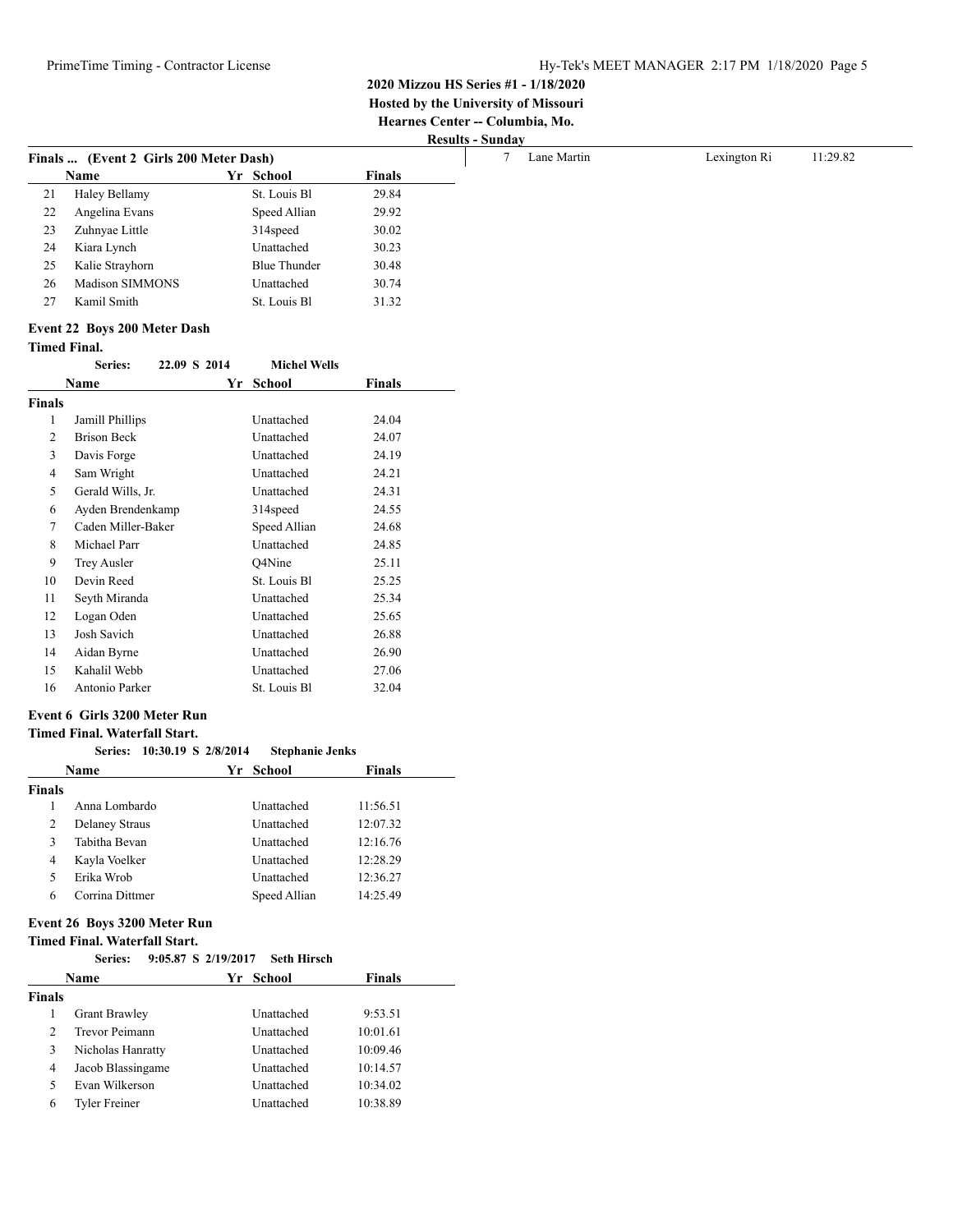**2020 Mizzou HS Series #1 - 1/18/2020**
**Hosted by the University of Missouri**
**Hearnes Center -- Columbia, Mo.**

**Results - Sunday**

### Finals ... (Event 2 Girls 200 Meter Dash)

| | Name | Yr | School | Finals |
|---|---|---|---|---|
| 21 | Haley Bellamy | | St. Louis Bl | 29.84 |
| 22 | Angelina Evans | | Speed Allian | 29.92 |
| 23 | Zuhnyae Little | | 314speed | 30.02 |
| 24 | Kiara Lynch | | Unattached | 30.23 |
| 25 | Kalie Strayhorn | | Blue Thunder | 30.48 |
| 26 | Madison SIMMONS | | Unattached | 30.74 |
| 27 | Kamil Smith | | St. Louis Bl | 31.32 |

### Event 22 Boys 200 Meter Dash

**Timed Final.**

**Series: 22.09 S 2014 Michel Wells**

| | Name | Yr | School | Finals |
|---|---|---|---|---|
| **Finals** | | | | |
| 1 | Jamill Phillips | | Unattached | 24.04 |
| 2 | Brison Beck | | Unattached | 24.07 |
| 3 | Davis Forge | | Unattached | 24.19 |
| 4 | Sam Wright | | Unattached | 24.21 |
| 5 | Gerald Wills, Jr. | | Unattached | 24.31 |
| 6 | Ayden Brendenkamp | | 314speed | 24.55 |
| 7 | Caden Miller-Baker | | Speed Allian | 24.68 |
| 8 | Michael Parr | | Unattached | 24.85 |
| 9 | Trey Ausler | | Q4Nine | 25.11 |
| 10 | Devin Reed | | St. Louis Bl | 25.25 |
| 11 | Seyth Miranda | | Unattached | 25.34 |
| 12 | Logan Oden | | Unattached | 25.65 |
| 13 | Josh Savich | | Unattached | 26.88 |
| 14 | Aidan Byrne | | Unattached | 26.90 |
| 15 | Kahalil Webb | | Unattached | 27.06 |
| 16 | Antonio Parker | | St. Louis Bl | 32.04 |

### Event 6 Girls 3200 Meter Run

**Timed Final. Waterfall Start.**

**Series: 10:30.19 S 2/8/2014 Stephanie Jenks**

| | Name | Yr | School | Finals |
|---|---|---|---|---|
| **Finals** | | | | |
| 1 | Anna Lombardo | | Unattached | 11:56.51 |
| 2 | Delaney Straus | | Unattached | 12:07.32 |
| 3 | Tabitha Bevan | | Unattached | 12:16.76 |
| 4 | Kayla Voelker | | Unattached | 12:28.29 |
| 5 | Erika Wrob | | Unattached | 12:36.27 |
| 6 | Corrina Dittmer | | Speed Allian | 14:25.49 |

### Event 26 Boys 3200 Meter Run

**Timed Final. Waterfall Start.**

**Series: 9:05.87 S 2/19/2017 Seth Hirsch**

| | Name | Yr | School | Finals |
|---|---|---|---|---|
| **Finals** | | | | |
| 1 | Grant Brawley | | Unattached | 9:53.51 |
| 2 | Trevor Peimann | | Unattached | 10:01.61 |
| 3 | Nicholas Hanratty | | Unattached | 10:09.46 |
| 4 | Jacob Blassingame | | Unattached | 10:14.57 |
| 5 | Evan Wilkerson | | Unattached | 10:34.02 |
| 6 | Tyler Freiner | | Unattached | 10:38.89 |
| 7 | Lane Martin | | Lexington Ri | 11:29.82 |